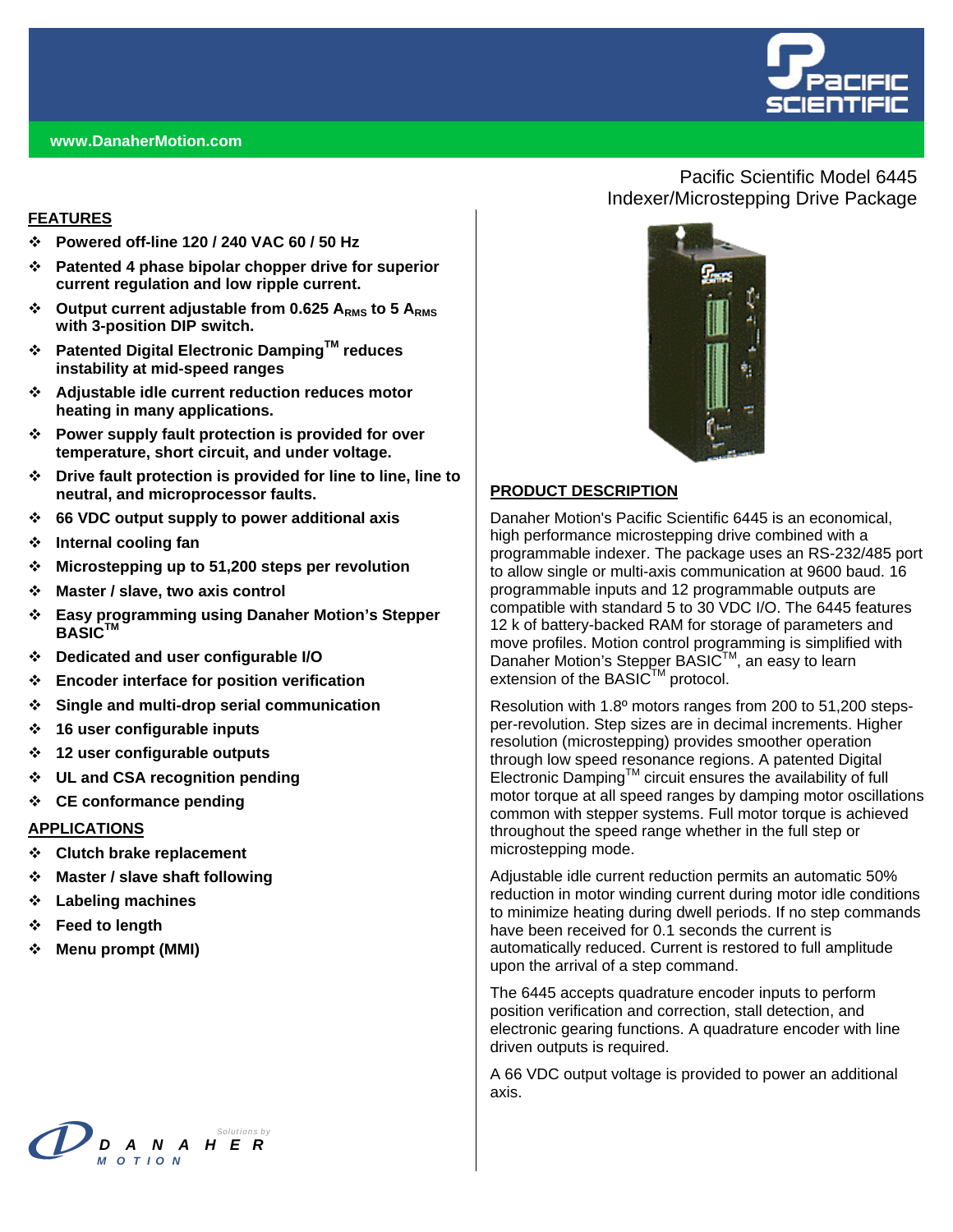www.DanaherMotion.com

# Pacific Scientific Model 6445 Indexer/Microstepping Drive Package

## FEATURES

- Powered off-line 120 / 240 VAC 60 / 50 Hz
- Patented 4 phase bipolar chopper drive for superior current regulation and low ripple current.
- Output current adjustable from 0.625 $A_{RMS}$ to 5 $A_{RMS}$ with 3-position DIP switch.
- Patented Digital Electronic Damping™ reduces instability at mid-speed ranges
- Adjustable idle current reduction reduces motor heating in many applications.
- Power supply fault protection is provided for over temperature, short circuit, and under voltage.
- Drive fault protection is provided for line to line, line to neutral, and microprocessor faults.
- 66 VDC output supply to power additional axis
- Internal cooling fan
- Microstepping up to 51,200 steps per revolution
- Master / slave, two axis control
- Easy programming using Danaher Motion's Stepper BASIC™
- Dedicated and user configurable I/O
- Encoder interface for position verification
- Single and multi-drop serial communication
- 16 user configurable inputs
- 12 user configurable outputs
- UL and CSA recognition pending
- CE conformance pending

## APPLICATIONS

- Clutch brake replacement
- Master / slave shaft following
- Labeling machines
- Feed to length
- Menu prompt (MMI)

## PRODUCT DESCRIPTION

Danaher Motion's Pacific Scientific 6445 is an economical, high performance microstepping drive combined with a programmable indexer. The package uses an RS-232/485 port to allow single or multi-axis communication at 9600 baud. 16 programmable inputs and 12 programmable outputs are compatible with standard 5 to 30 VDC I/O. The 6445 features 12 k of battery-backed RAM for storage of parameters and move profiles. Motion control programming is simplified with Danaher Motion's Stepper BASIC™, an easy to learn extension of the BASIC™ protocol.

Resolution with 1.8º motors ranges from 200 to 51,200 steps-per-revolution. Step sizes are in decimal increments. Higher resolution (microstepping) provides smoother operation through low speed resonance regions. A patented Digital Electronic Damping™ circuit ensures the availability of full motor torque at all speed ranges by damping motor oscillations common with stepper systems. Full motor torque is achieved throughout the speed range whether in the full step or microstepping mode.

Adjustable idle current reduction permits an automatic 50% reduction in motor winding current during motor idle conditions to minimize heating during dwell periods. If no step commands have been received for 0.1 seconds the current is automatically reduced. Current is restored to full amplitude upon the arrival of a step command.

The 6445 accepts quadrature encoder inputs to perform position verification and correction, stall detection, and electronic gearing functions. A quadrature encoder with line driven outputs is required.

A 66 VDC output voltage is provided to power an additional axis.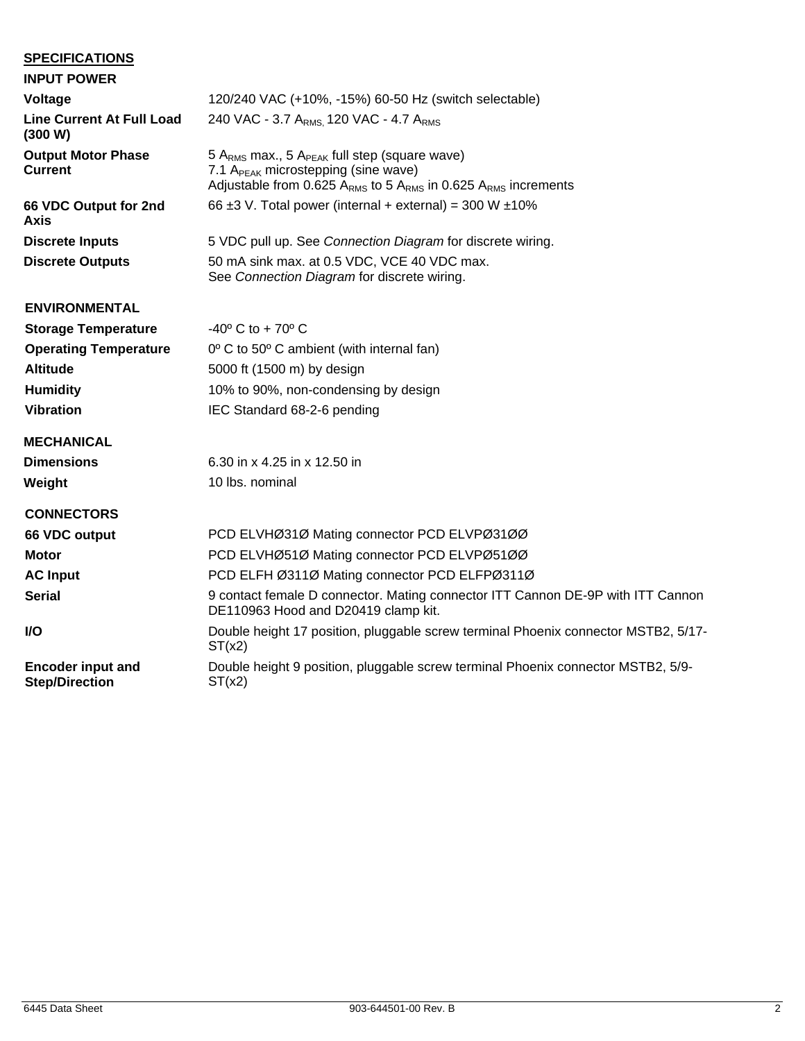## SPECIFICATIONS

### INPUT POWER

| | |
|---|---|
| **Voltage** | 120/240 VAC (+10%, -15%) 60-50 Hz (switch selectable) |
| **Line Current At Full Load (300 W)** | 240 VAC - 3.7 $A_{RMS}$, 120 VAC - 4.7 $A_{RMS}$ |
| **Output Motor Phase Current** | 5 $A_{RMS}$ max., 5 $A_{PEAK}$ full step (square wave)<br>7.1 $A_{PEAK}$ microstepping (sine wave)<br>Adjustable from 0.625 $A_{RMS}$ to 5 $A_{RMS}$ in 0.625 $A_{RMS}$ increments |
| **66 VDC Output for 2nd Axis** | 66 ±3 V. Total power (internal + external) = 300 W ±10% |
| **Discrete Inputs** | 5 VDC pull up. See *Connection Diagram* for discrete wiring. |
| **Discrete Outputs** | 50 mA sink max. at 0.5 VDC, VCE 40 VDC max.<br>See *Connection Diagram* for discrete wiring. |

### ENVIRONMENTAL

| | |
|---|---|
| **Storage Temperature** | -40º C to + 70º C |
| **Operating Temperature** | 0º C to 50º C ambient (with internal fan) |
| **Altitude** | 5000 ft (1500 m) by design |
| **Humidity** | 10% to 90%, non-condensing by design |
| **Vibration** | IEC Standard 68-2-6 pending |

### MECHANICAL

| | |
|---|---|
| **Dimensions** | 6.30 in x 4.25 in x 12.50 in |
| **Weight** | 10 lbs. nominal |

### CONNECTORS

| | |
|---|---|
| **66 VDC output** | PCD ELVHØ31Ø Mating connector PCD ELVPØ31ØØ |
| **Motor** | PCD ELVHØ51Ø Mating connector PCD ELVPØ51ØØ |
| **AC Input** | PCD ELFH Ø311Ø Mating connector PCD ELFPØ311Ø |
| **Serial** | 9 contact female D connector. Mating connector ITT Cannon DE-9P with ITT Cannon DE110963 Hood and D20419 clamp kit. |
| **I/O** | Double height 17 position, pluggable screw terminal Phoenix connector MSTB2, 5/17-ST(x2) |
| **Encoder input and Step/Direction** | Double height 9 position, pluggable screw terminal Phoenix connector MSTB2, 5/9-ST(x2) |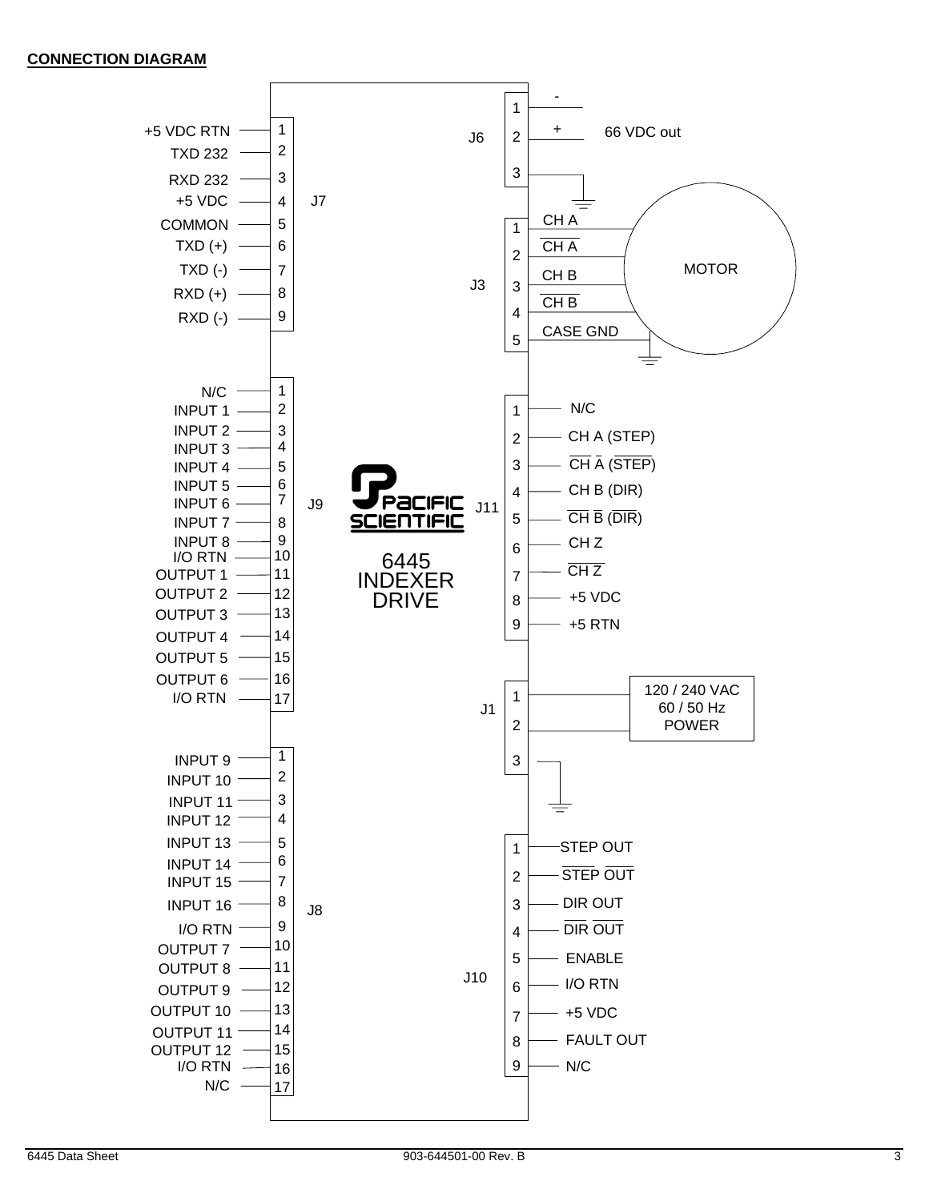**CONNECTION DIAGRAM**

**6445 INDEXER DRIVE** (PACIFIC SCIENTIFIC)

**J7**

| Pin | Signal |
| --- | --- |
| 1 | +5 VDC RTN |
| 2 | TXD 232 |
| 3 | RXD 232 |
| 4 | +5 VDC |
| 5 | COMMON |
| 6 | TXD (+) |
| 7 | TXD (-) |
| 8 | RXD (+) |
| 9 | RXD (-) |

**J9**

| Pin | Signal |
| --- | --- |
| 1 | N/C |
| 2 | INPUT 1 |
| 3 | INPUT 2 |
| 4 | INPUT 3 |
| 5 | INPUT 4 |
| 6 | INPUT 5 |
| 7 | INPUT 6 |
| 8 | INPUT 7 |
| 9 | INPUT 8 |
| 10 | I/O RTN |
| 11 | OUTPUT 1 |
| 12 | OUTPUT 2 |
| 13 | OUTPUT 3 |
| 14 | OUTPUT 4 |
| 15 | OUTPUT 5 |
| 16 | OUTPUT 6 |
| 17 | I/O RTN |

**J8**

| Pin | Signal |
| --- | --- |
| 1 | INPUT 9 |
| 2 | INPUT 10 |
| 3 | INPUT 11 |
| 4 | INPUT 12 |
| 5 | INPUT 13 |
| 6 | INPUT 14 |
| 7 | INPUT 15 |
| 8 | INPUT 16 |
| 9 | I/O RTN |
| 10 | OUTPUT 7 |
| 11 | OUTPUT 8 |
| 12 | OUTPUT 9 |
| 13 | OUTPUT 10 |
| 14 | OUTPUT 11 |
| 15 | OUTPUT 12 |
| 16 | I/O RTN |
| 17 | N/C |

**J6**

| Pin | Signal |
| --- | --- |
| 1 | - (66 VDC out) |
| 2 | + (66 VDC out) |
| 3 | Ground |

**J3** (MOTOR)

| Pin | Signal |
| --- | --- |
| 1 | CH A |
| 2 | $\overline{\text{CH A}}$ |
| 3 | CH B |
| 4 | $\overline{\text{CH B}}$ |
| 5 | CASE GND |

**J11**

| Pin | Signal |
| --- | --- |
| 1 | N/C |
| 2 | CH A (STEP) |
| 3 | $\overline{\text{CH A}}$ ($\overline{\text{STEP}}$) |
| 4 | CH B (DIR) |
| 5 | $\overline{\text{CH B}}$ ($\overline{\text{DIR}}$) |
| 6 | CH Z |
| 7 | $\overline{\text{CH Z}}$ |
| 8 | +5 VDC |
| 9 | +5 RTN |

**J1** (120 / 240 VAC 60 / 50 Hz POWER)

| Pin | Signal |
| --- | --- |
| 1 | POWER |
| 2 | POWER |
| 3 | Ground |

**J10**

| Pin | Signal |
| --- | --- |
| 1 | STEP OUT |
| 2 | $\overline{\text{STEP OUT}}$ |
| 3 | DIR OUT |
| 4 | $\overline{\text{DIR OUT}}$ |
| 5 | ENABLE |
| 6 | I/O RTN |
| 7 | +5 VDC |
| 8 | FAULT OUT |
| 9 | N/C |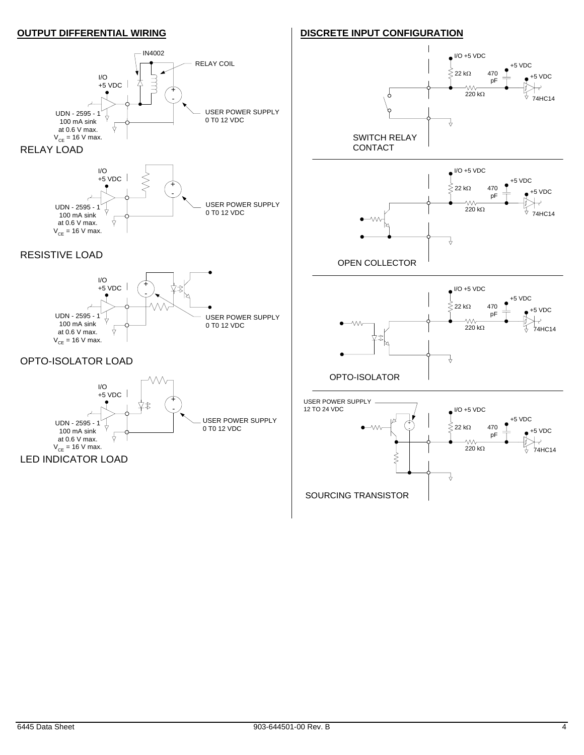## OUTPUT DIFFERENTIAL WIRING

IN4002

RELAY COIL

I/O
+5 VDC

UDN - 2595 - 1
100 mA sink
at 0.6 V max.
$V_{CE}$ = 16 V max.

USER POWER SUPPLY
0 T0 12 VDC

RELAY LOAD

I/O
+5 VDC

UDN - 2595 - 1
100 mA sink
at 0.6 V max.
$V_{CE}$ = 16 V max.

USER POWER SUPPLY
0 T0 12 VDC

RESISTIVE LOAD

I/O
+5 VDC

UDN - 2595 - 1
100 mA sink
at 0.6 V max.
$V_{CE}$ = 16 V max.

USER POWER SUPPLY
0 T0 12 VDC

OPTO-ISOLATOR LOAD

I/O
+5 VDC

UDN - 2595 - 1
100 mA sink
at 0.6 V max.
$V_{CE}$ = 16 V max.

USER POWER SUPPLY
0 T0 12 VDC

LED INDICATOR LOAD

## DISCRETE INPUT CONFIGURATION

I/O +5 VDC
22 kΩ
470 pF
220 kΩ
+5 VDC
+5 VDC
74HC14

SWITCH RELAY CONTACT

I/O +5 VDC
22 kΩ
470 pF
220 kΩ
+5 VDC
+5 VDC
74HC14

OPEN COLLECTOR

I/O +5 VDC
22 kΩ
470 pF
220 kΩ
+5 VDC
+5 VDC
74HC14

OPTO-ISOLATOR

USER POWER SUPPLY
12 TO 24 VDC

I/O +5 VDC
22 kΩ
470 pF
220 kΩ
+5 VDC
+5 VDC
74HC14

SOURCING TRANSISTOR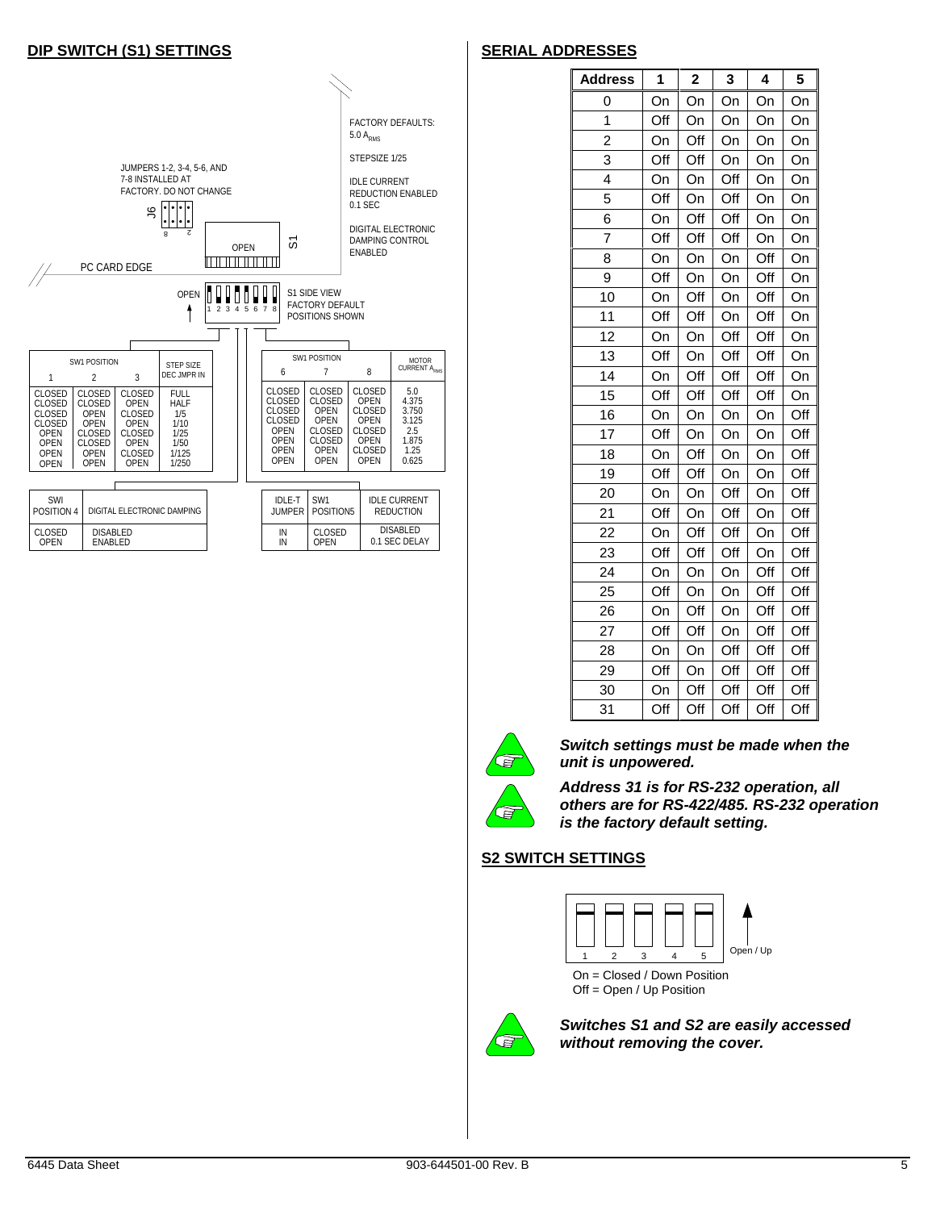## DIP SWITCH (S1) SETTINGS

JUMPERS 1-2, 3-4, 5-6, AND 7-8 INSTALLED AT FACTORY. DO NOT CHANGE

J6

PC CARD EDGE

OPEN

S1

FACTORY DEFAULTS:
5.0 $A_{RMS}$

STEPSIZE 1/25

IDLE CURRENT REDUCTION ENABLED 0.1 SEC

DIGITAL ELECTRONIC DAMPING CONTROL ENABLED

S1 SIDE VIEW FACTORY DEFAULT POSITIONS SHOWN

| SW1 POSITION 1 | SW1 POSITION 2 | SW1 POSITION 3 | STEP SIZE DEC JMPR IN |
|---|---|---|---|
| CLOSED | CLOSED | CLOSED | FULL |
| CLOSED | CLOSED | OPEN | HALF |
| CLOSED | OPEN | CLOSED | 1/5 |
| CLOSED | OPEN | OPEN | 1/10 |
| OPEN | CLOSED | CLOSED | 1/25 |
| OPEN | CLOSED | OPEN | 1/50 |
| OPEN | OPEN | CLOSED | 1/125 |
| OPEN | OPEN | OPEN | 1/250 |

| SW1 POSITION 6 | SW1 POSITION 7 | SW1 POSITION 8 | MOTOR CURRENT $A_{RMS}$ |
|---|---|---|---|
| CLOSED | CLOSED | CLOSED | 5.0 |
| CLOSED | CLOSED | OPEN | 4.375 |
| CLOSED | OPEN | CLOSED | 3.750 |
| CLOSED | OPEN | OPEN | 3.125 |
| OPEN | CLOSED | CLOSED | 2.5 |
| OPEN | CLOSED | OPEN | 1.875 |
| OPEN | OPEN | CLOSED | 1.25 |
| OPEN | OPEN | OPEN | 0.625 |

| SWI POSITION 4 | DIGITAL ELECTRONIC DAMPING |
|---|---|
| CLOSED | DISABLED |
| OPEN | ENABLED |

| IDLE-T JUMPER | SW1 POSITION5 | IDLE CURRENT REDUCTION |
|---|---|---|
| IN | CLOSED | DISABLED |
| IN | OPEN | 0.1 SEC DELAY |

## SERIAL ADDRESSES

| Address | 1 | 2 | 3 | 4 | 5 |
|---|---|---|---|---|---|
| 0 | On | On | On | On | On |
| 1 | Off | On | On | On | On |
| 2 | On | Off | On | On | On |
| 3 | Off | Off | On | On | On |
| 4 | On | On | Off | On | On |
| 5 | Off | On | Off | On | On |
| 6 | On | Off | Off | On | On |
| 7 | Off | Off | Off | On | On |
| 8 | On | On | On | Off | On |
| 9 | Off | On | On | Off | On |
| 10 | On | Off | On | Off | On |
| 11 | Off | Off | On | Off | On |
| 12 | On | On | Off | Off | On |
| 13 | Off | On | Off | Off | On |
| 14 | On | Off | Off | Off | On |
| 15 | Off | Off | Off | Off | On |
| 16 | On | On | On | On | Off |
| 17 | Off | On | On | On | Off |
| 18 | On | Off | On | On | Off |
| 19 | Off | Off | On | On | Off |
| 20 | On | On | Off | On | Off |
| 21 | Off | On | Off | On | Off |
| 22 | On | Off | Off | On | Off |
| 23 | Off | Off | Off | On | Off |
| 24 | On | On | On | Off | Off |
| 25 | Off | On | On | Off | Off |
| 26 | On | Off | On | Off | Off |
| 27 | Off | Off | On | Off | Off |
| 28 | On | On | Off | Off | Off |
| 29 | Off | On | Off | Off | Off |
| 30 | On | Off | Off | Off | Off |
| 31 | Off | Off | Off | Off | Off |

***Switch settings must be made when the unit is unpowered.***

***Address 31 is for RS-232 operation, all others are for RS-422/485. RS-232 operation is the factory default setting.***

## S2 SWITCH SETTINGS

1 2 3 4 5 — Open / Up

On = Closed / Down Position
Off = Open / Up Position

***Switches S1 and S2 are easily accessed without removing the cover.***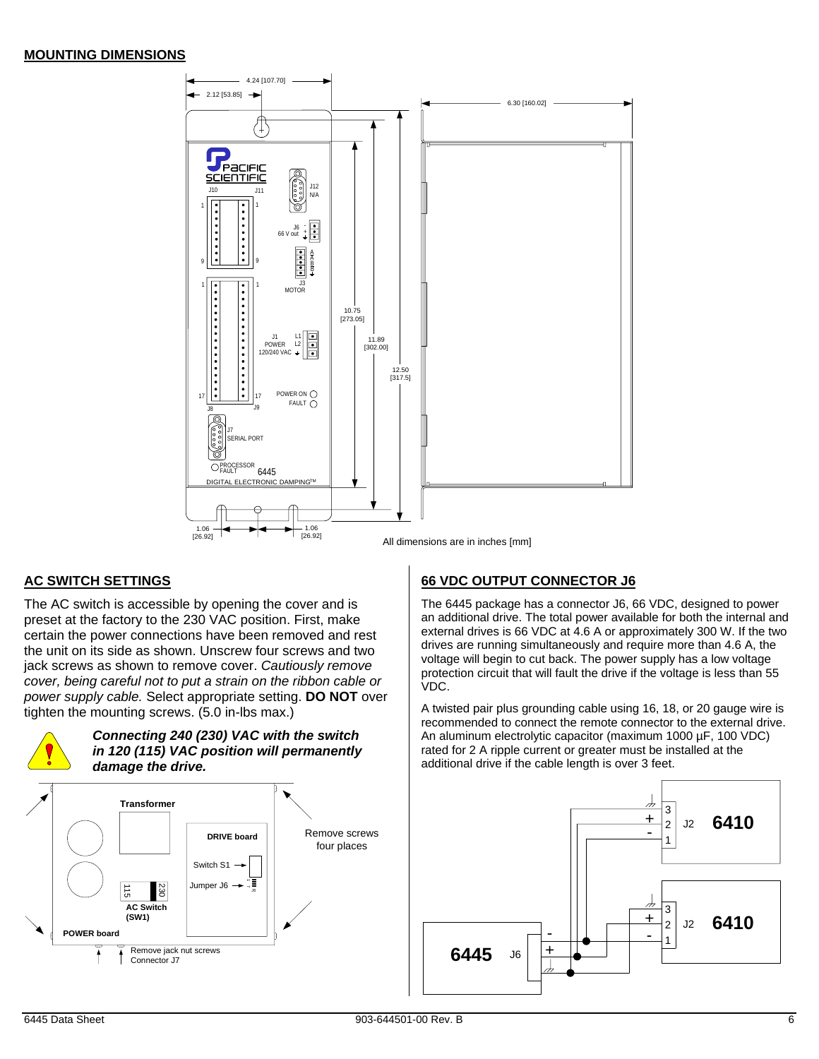## MOUNTING DIMENSIONS

All dimensions are in inches [mm]

## AC SWITCH SETTINGS

The AC switch is accessible by opening the cover and is preset at the factory to the 230 VAC position. First, make certain the power connections have been removed and rest the unit on its side as shown. Unscrew four screws and two jack screws as shown to remove cover. *Cautiously remove cover, being careful not to put a strain on the ribbon cable or power supply cable.* Select appropriate setting. **DO NOT** over tighten the mounting screws. (5.0 in-lbs max.)

***Connecting 240 (230) VAC with the switch in 120 (115) VAC position will permanently damage the drive.***

## 66 VDC OUTPUT CONNECTOR J6

The 6445 package has a connector J6, 66 VDC, designed to power an additional drive. The total power available for both the internal and external drives is 66 VDC at 4.6 A or approximately 300 W. If the two drives are running simultaneously and require more than 4.6 A, the voltage will begin to cut back. The power supply has a low voltage protection circuit that will fault the drive if the voltage is less than 55 VDC.

A twisted pair plus grounding cable using 16, 18, or 20 gauge wire is recommended to connect the remote connector to the external drive. An aluminum electrolytic capacitor (maximum 1000 µF, 100 VDC) rated for 2 A ripple current or greater must be installed at the additional drive if the cable length is over 3 feet.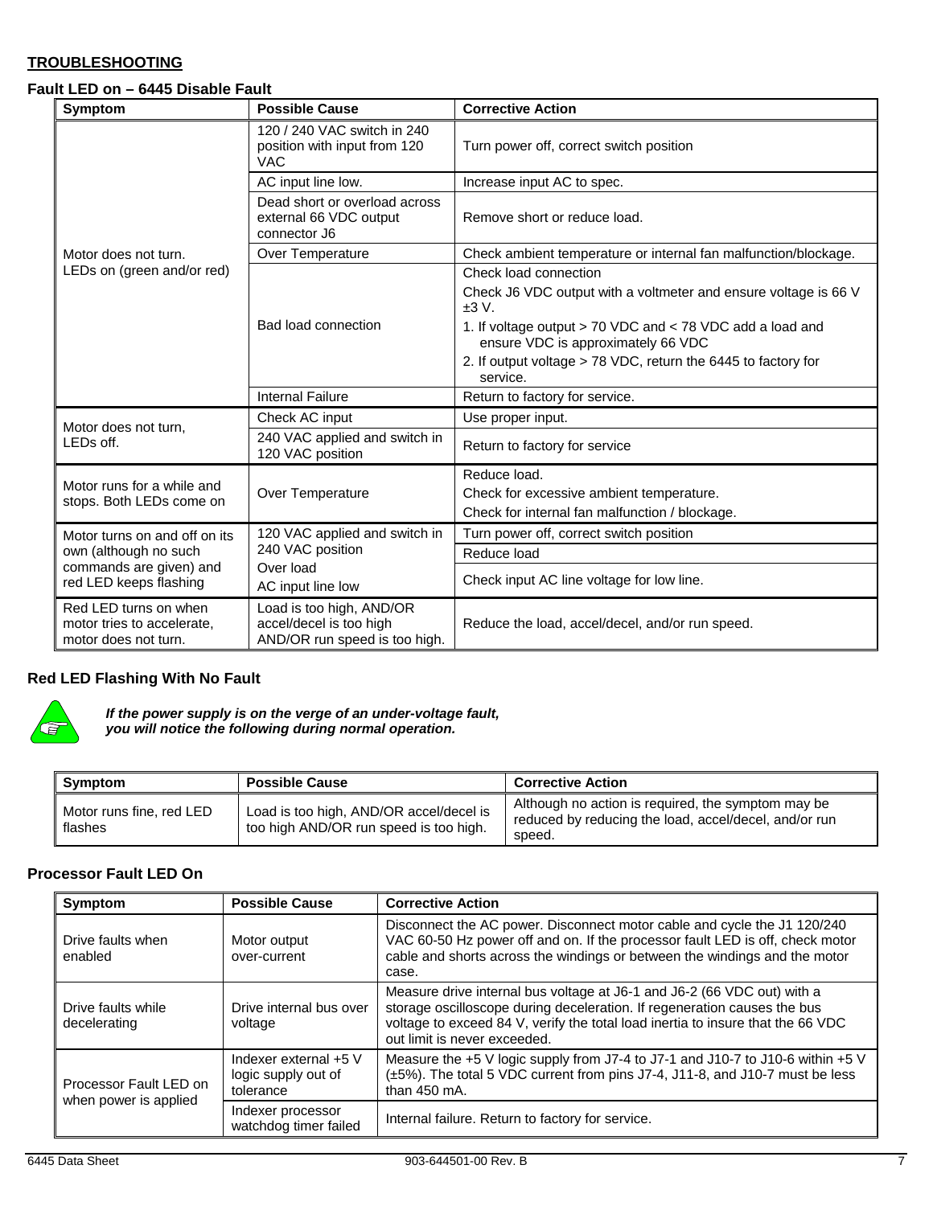## TROUBLESHOOTING

### Fault LED on – 6445 Disable Fault

| Symptom | Possible Cause | Corrective Action |
|---|---|---|
| Motor does not turn. LEDs on (green and/or red) | 120 / 240 VAC switch in 240 position with input from 120 VAC | Turn power off, correct switch position |
| | AC input line low. | Increase input AC to spec. |
| | Dead short or overload across external 66 VDC output connector J6 | Remove short or reduce load. |
| | Over Temperature | Check ambient temperature or internal fan malfunction/blockage. |
| | Bad load connection | Check load connection<br>Check J6 VDC output with a voltmeter and ensure voltage is 66 V ±3 V.<br>1. If voltage output > 70 VDC and < 78 VDC add a load and ensure VDC is approximately 66 VDC<br>2. If output voltage > 78 VDC, return the 6445 to factory for service. |
| | Internal Failure | Return to factory for service. |
| Motor does not turn, LEDs off. | Check AC input | Use proper input. |
| | 240 VAC applied and switch in 120 VAC position | Return to factory for service |
| Motor runs for a while and stops. Both LEDs come on | Over Temperature | Reduce load.<br>Check for excessive ambient temperature.<br>Check for internal fan malfunction / blockage. |
| Motor turns on and off on its own (although no such commands are given) and red LED keeps flashing | 120 VAC applied and switch in 240 VAC position | Turn power off, correct switch position |
| | Over load | Reduce load |
| | AC input line low | Check input AC line voltage for low line. |
| Red LED turns on when motor tries to accelerate, motor does not turn. | Load is too high, AND/OR accel/decel is too high AND/OR run speed is too high. | Reduce the load, accel/decel, and/or run speed. |

### Red LED Flashing With No Fault

***If the power supply is on the verge of an under-voltage fault, you will notice the following during normal operation.***

| Symptom | Possible Cause | Corrective Action |
|---|---|---|
| Motor runs fine, red LED flashes | Load is too high, AND/OR accel/decel is too high AND/OR run speed is too high. | Although no action is required, the symptom may be reduced by reducing the load, accel/decel, and/or run speed. |

### Processor Fault LED On

| Symptom | Possible Cause | Corrective Action |
|---|---|---|
| Drive faults when enabled | Motor output over-current | Disconnect the AC power. Disconnect motor cable and cycle the J1 120/240 VAC 60-50 Hz power off and on. If the processor fault LED is off, check motor cable and shorts across the windings or between the windings and the motor case. |
| Drive faults while decelerating | Drive internal bus over voltage | Measure drive internal bus voltage at J6-1 and J6-2 (66 VDC out) with a storage oscilloscope during deceleration. If regeneration causes the bus voltage to exceed 84 V, verify the total load inertia to insure that the 66 VDC out limit is never exceeded. |
| Processor Fault LED on when power is applied | Indexer external +5 V logic supply out of tolerance | Measure the +5 V logic supply from J7-4 to J7-1 and J10-7 to J10-6 within +5 V (±5%). The total 5 VDC current from pins J7-4, J11-8, and J10-7 must be less than 450 mA. |
| | Indexer processor watchdog timer failed | Internal failure. Return to factory for service. |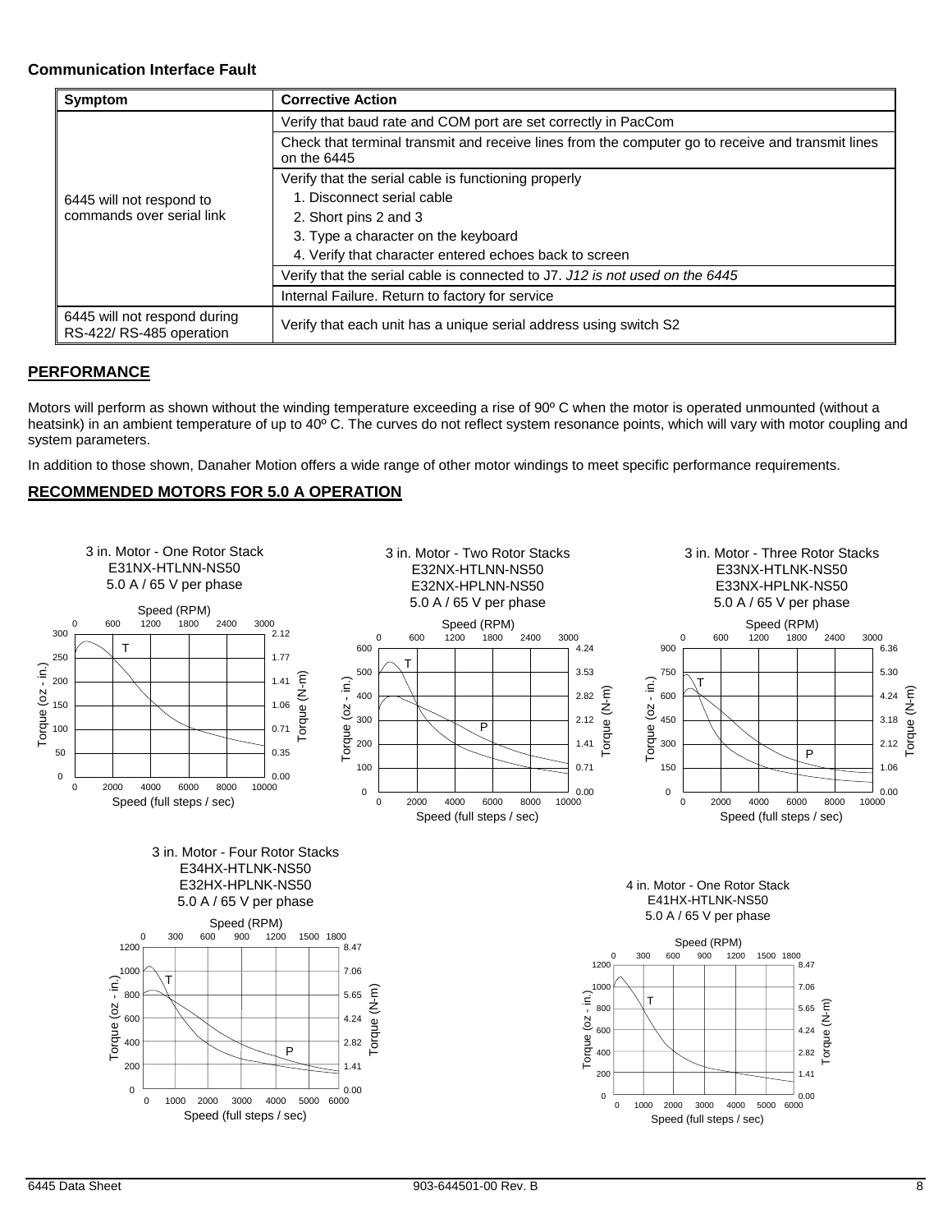**Communication Interface Fault**

| Symptom | Corrective Action |
|---|---|
| 6445 will not respond to commands over serial link | Verify that baud rate and COM port are set correctly in PacCom |
| | Check that terminal transmit and receive lines from the computer go to receive and transmit lines on the 6445 |
| | Verify that the serial cable is functioning properly<br>1. Disconnect serial cable<br>2. Short pins 2 and 3<br>3. Type a character on the keyboard<br>4. Verify that character entered echoes back to screen |
| | Verify that the serial cable is connected to J7. *J12 is not used on the 6445* |
| | Internal Failure. Return to factory for service |
| 6445 will not respond during RS-422/ RS-485 operation | Verify that each unit has a unique serial address using switch S2 |

## PERFORMANCE

Motors will perform as shown without the winding temperature exceeding a rise of 90º C when the motor is operated unmounted (without a heatsink) in an ambient temperature of up to 40º C. The curves do not reflect system resonance points, which will vary with motor coupling and system parameters.

In addition to those shown, Danaher Motion offers a wide range of other motor windings to meet specific performance requirements.

## RECOMMENDED MOTORS FOR 5.0 A OPERATION

3 in. Motor - One Rotor Stack
E31NX-HTLNN-NS50
5.0 A / 65 V per phase

3 in. Motor - Two Rotor Stacks
E32NX-HTLNN-NS50
E32NX-HPLNN-NS50
5.0 A / 65 V per phase

3 in. Motor - Three Rotor Stacks
E33NX-HTLNK-NS50
E33NX-HPLNK-NS50
5.0 A / 65 V per phase

3 in. Motor - Four Rotor Stacks
E34HX-HTLNK-NS50
E32HX-HPLNK-NS50
5.0 A / 65 V per phase

4 in. Motor - One Rotor Stack
E41HX-HTLNK-NS50
5.0 A / 65 V per phase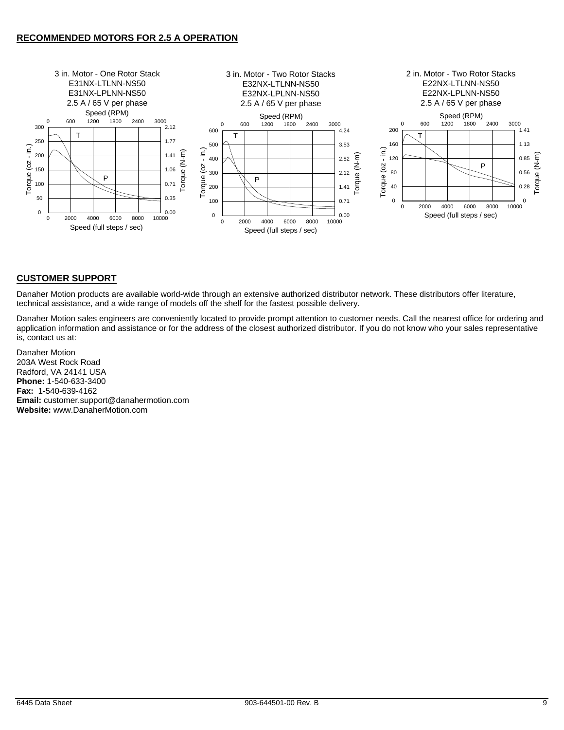## RECOMMENDED MOTORS FOR 2.5 A OPERATION

3 in. Motor - One Rotor Stack
E31NX-LTLNN-NS50
E31NX-LPLNN-NS50
2.5 A / 65 V per phase

Speed (RPM)
0 600 1200 1800 2400 3000
Torque (oz - in.)
300 250 200 150 100 50 0
Torque (N-m)
2.12 1.77 1.41 1.06 0.71 0.35 0.00
T
P
0 2000 4000 6000 8000 10000
Speed (full steps / sec)

3 in. Motor - Two Rotor Stacks
E32NX-LTLNN-NS50
E32NX-LPLNN-NS50
2.5 A / 65 V per phase

Speed (RPM)
0 600 1200 1800 2400 3000
Torque (oz - in.)
600 500 400 300 200 100 0
Torque (N-m)
4.24 3.53 2.82 2.12 1.41 0.71 0.00
T
P
0 2000 4000 6000 8000 10000
Speed (full steps / sec)

2 in. Motor - Two Rotor Stacks
E22NX-LTLNN-NS50
E22NX-LPLNN-NS50
2.5 A / 65 V per phase

Speed (RPM)
0 600 1200 1800 2400 3000
Torque (oz - in.)
200 160 120 80 40 0
Torque (N-m)
1.41 1.13 0.85 0.56 0.28 0
T
P
0 2000 4000 6000 8000 10000
Speed (full steps / sec)

## CUSTOMER SUPPORT

Danaher Motion products are available world-wide through an extensive authorized distributor network. These distributors offer literature, technical assistance, and a wide range of models off the shelf for the fastest possible delivery.

Danaher Motion sales engineers are conveniently located to provide prompt attention to customer needs. Call the nearest office for ordering and application information and assistance or for the address of the closest authorized distributor. If you do not know who your sales representative is, contact us at:

Danaher Motion
203A West Rock Road
Radford, VA 24141 USA
**Phone:** 1-540-633-3400
**Fax:** 1-540-639-4162
**Email:** customer.support@danahermotion.com
**Website:** www.DanaherMotion.com